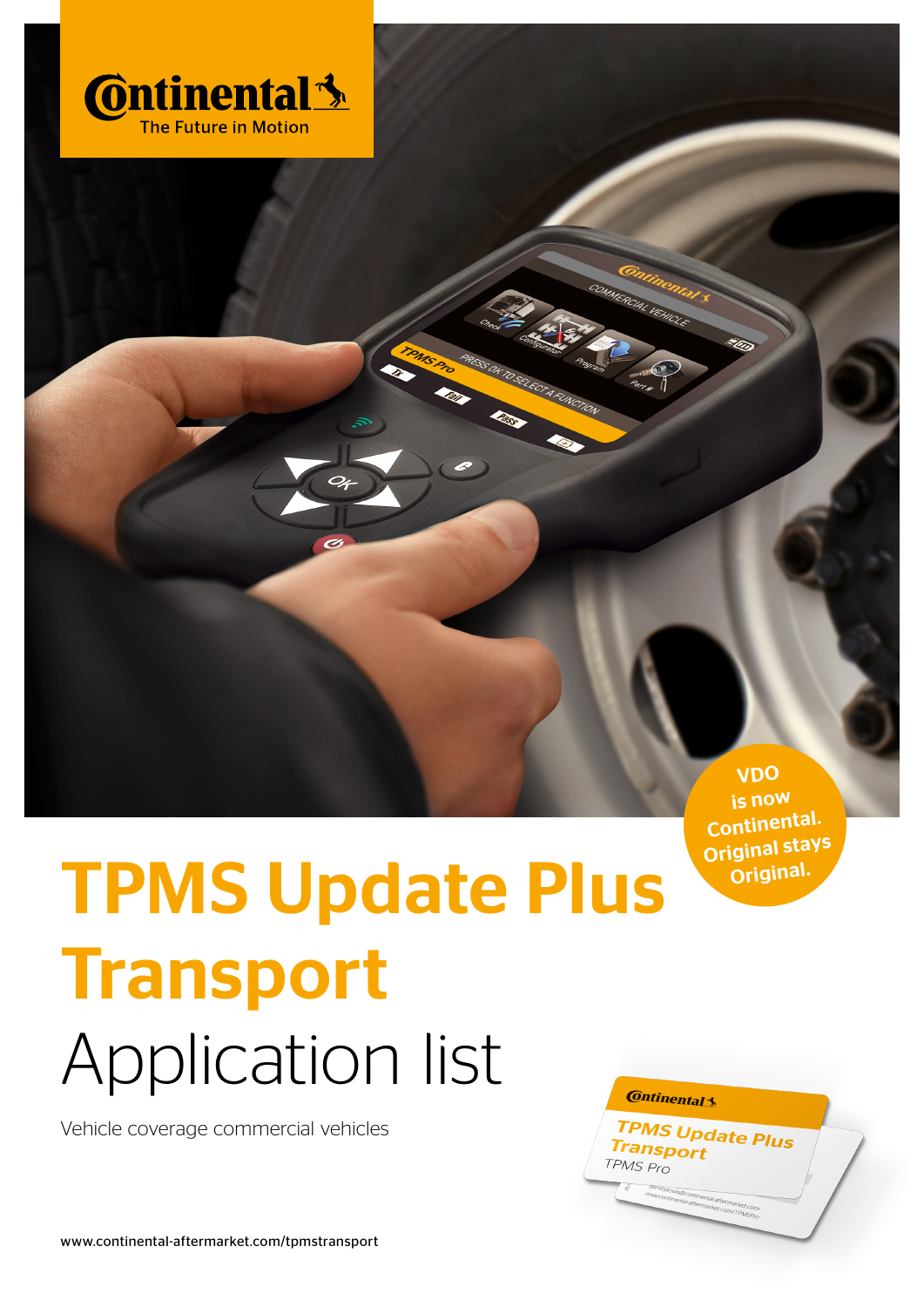Continental
The Future in Motion

VDO is now Continental. Original stays Original.

# TPMS Update Plus Transport

## Application list

Vehicle coverage commercial vehicles

www.continental-aftermarket.com/tpmstransport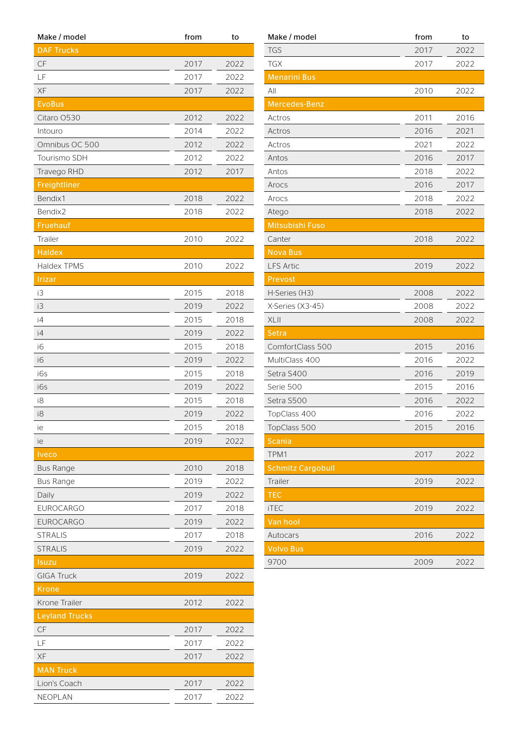| Make / model | from | to |
|---|---|---|
| **DAF Trucks** | | |
| CF | 2017 | 2022 |
| LF | 2017 | 2022 |
| XF | 2017 | 2022 |
| **EvoBus** | | |
| Citaro O530 | 2012 | 2022 |
| Intouro | 2014 | 2022 |
| Omnibus OC 500 | 2012 | 2022 |
| Tourismo SDH | 2012 | 2022 |
| Travego RHD | 2012 | 2017 |
| **Freightliner** | | |
| Bendix1 | 2018 | 2022 |
| Bendix2 | 2018 | 2022 |
| **Fruehauf** | | |
| Trailer | 2010 | 2022 |
| **Haldex** | | |
| Haldex TPMS | 2010 | 2022 |
| **Irizar** | | |
| i3 | 2015 | 2018 |
| i3 | 2019 | 2022 |
| i4 | 2015 | 2018 |
| i4 | 2019 | 2022 |
| i6 | 2015 | 2018 |
| i6 | 2019 | 2022 |
| i6s | 2015 | 2018 |
| i6s | 2019 | 2022 |
| i8 | 2015 | 2018 |
| i8 | 2019 | 2022 |
| ie | 2015 | 2018 |
| ie | 2019 | 2022 |
| **Iveco** | | |
| Bus Range | 2010 | 2018 |
| Bus Range | 2019 | 2022 |
| Daily | 2019 | 2022 |
| EUROCARGO | 2017 | 2018 |
| EUROCARGO | 2019 | 2022 |
| STRALIS | 2017 | 2018 |
| STRALIS | 2019 | 2022 |
| **Isuzu** | | |
| GIGA Truck | 2019 | 2022 |
| **Krone** | | |
| Krone Trailer | 2012 | 2022 |
| **Leyland Trucks** | | |
| CF | 2017 | 2022 |
| LF | 2017 | 2022 |
| XF | 2017 | 2022 |
| **MAN Truck** | | |
| Lion's Coach | 2017 | 2022 |
| NEOPLAN | 2017 | 2022 |
| TGS | 2017 | 2022 |
| TGX | 2017 | 2022 |
| **Menarini Bus** | | |
| All | 2010 | 2022 |
| **Mercedes-Benz** | | |
| Actros | 2011 | 2016 |
| Actros | 2016 | 2021 |
| Actros | 2021 | 2022 |
| Antos | 2016 | 2017 |
| Antos | 2018 | 2022 |
| Arocs | 2016 | 2017 |
| Arocs | 2018 | 2022 |
| Atego | 2018 | 2022 |
| **Mitsubishi Fuso** | | |
| Canter | 2018 | 2022 |
| **Nova Bus** | | |
| LFS Artic | 2019 | 2022 |
| **Prevost** | | |
| H-Series (H3) | 2008 | 2022 |
| X-Series (X3-45) | 2008 | 2022 |
| XLII | 2008 | 2022 |
| **Setra** | | |
| ComfortClass 500 | 2015 | 2016 |
| MultiClass 400 | 2016 | 2022 |
| Setra S400 | 2016 | 2019 |
| Serie 500 | 2015 | 2016 |
| Setra S500 | 2016 | 2022 |
| TopClass 400 | 2016 | 2022 |
| TopClass 500 | 2015 | 2016 |
| **Scania** | | |
| TPM1 | 2017 | 2022 |
| **Schmitz Cargobull** | | |
| Trailer | 2019 | 2022 |
| **TEC** | | |
| iTEC | 2019 | 2022 |
| **Van hool** | | |
| Autocars | 2016 | 2022 |
| **Volvo Bus** | | |
| 9700 | 2009 | 2022 |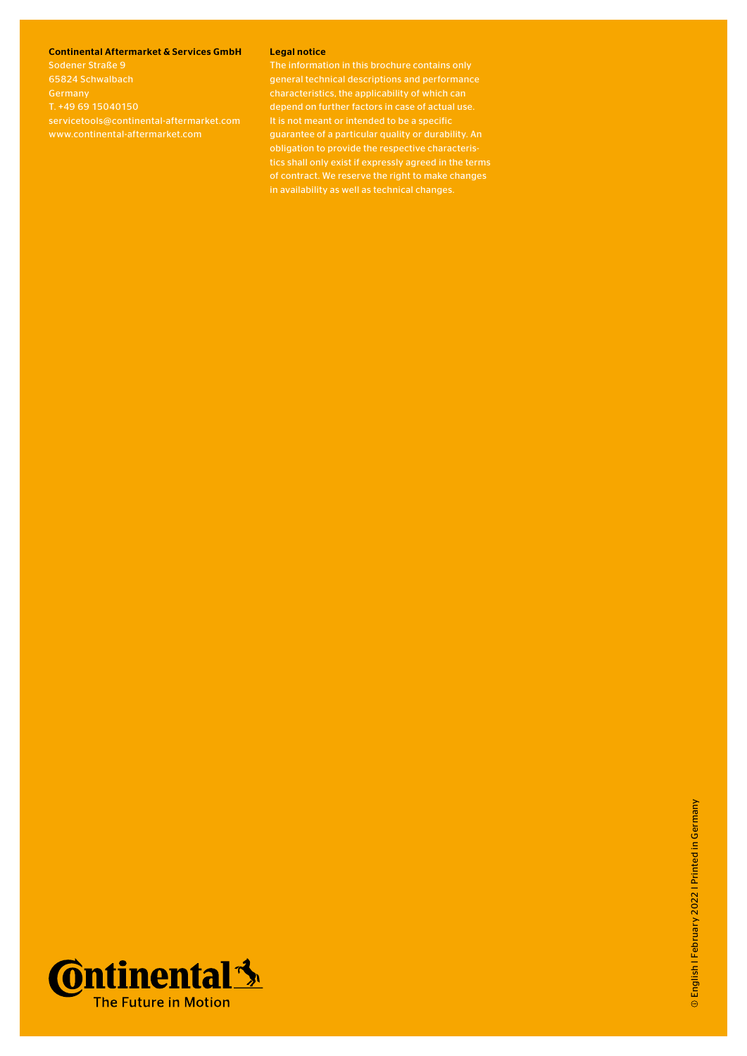**Continental Aftermarket & Services GmbH**
Sodener Straße 9
65824 Schwalbach
Germany
T. +49 69 15040150
servicetools@continental-aftermarket.com
www.continental-aftermarket.com

**Legal notice**
The information in this brochure contains only general technical descriptions and performance characteristics, the applicability of which can depend on further factors in case of actual use. It is not meant or intended to be a specific guarantee of a particular quality or durability. An obligation to provide the respective characteristics shall only exist if expressly agreed in the terms of contract. We reserve the right to make changes in availability as well as technical changes.

Continental
The Future in Motion

© English I February 2022 I Printed in Germany